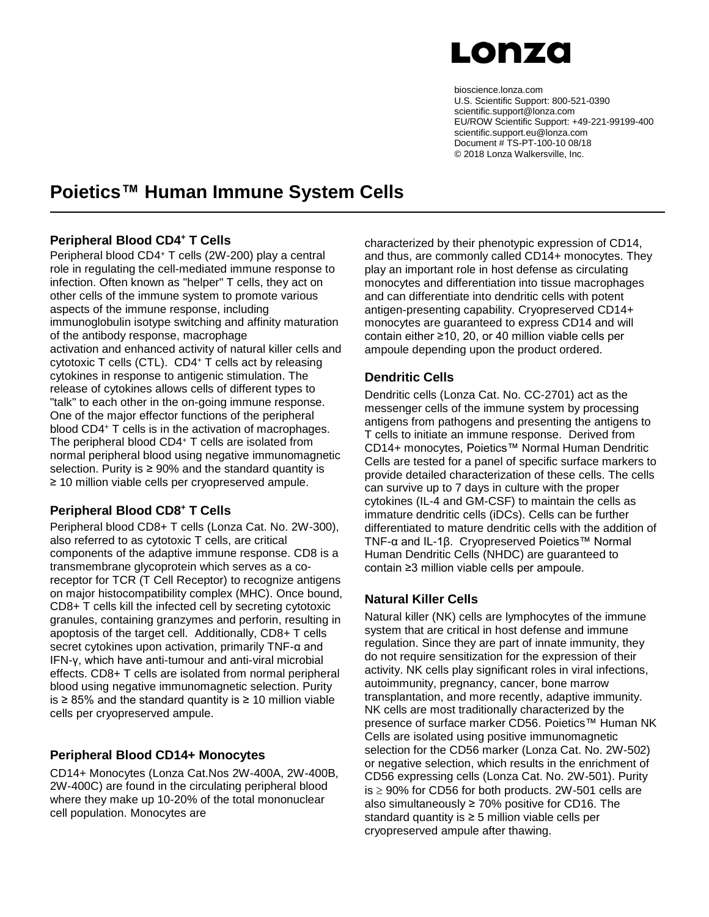**Lonza**

bioscience.lonza.com
U.S. Scientific Support: 800-521-0390
scientific.support@lonza.com
EU/ROW Scientific Support: +49-221-99199-400
scientific.support.eu@lonza.com
Document # TS-PT-100-10 08/18
© 2018 Lonza Walkersville, Inc.

# Poietics™ Human Immune System Cells

## Peripheral Blood CD4⁺ T Cells

Peripheral blood CD4⁺ T cells (2W-200) play a central role in regulating the cell-mediated immune response to infection. Often known as "helper" T cells, they act on other cells of the immune system to promote various aspects of the immune response, including immunoglobulin isotype switching and affinity maturation of the antibody response, macrophage activation and enhanced activity of natural killer cells and cytotoxic T cells (CTL). CD4⁺ T cells act by releasing cytokines in response to antigenic stimulation. The release of cytokines allows cells of different types to "talk" to each other in the on-going immune response. One of the major effector functions of the peripheral blood CD4⁺ T cells is in the activation of macrophages. The peripheral blood CD4⁺ T cells are isolated from normal peripheral blood using negative immunomagnetic selection. Purity is ≥ 90% and the standard quantity is ≥ 10 million viable cells per cryopreserved ampule.

## Peripheral Blood CD8⁺ T Cells

Peripheral blood CD8+ T cells (Lonza Cat. No. 2W-300), also referred to as cytotoxic T cells, are critical components of the adaptive immune response. CD8 is a transmembrane glycoprotein which serves as a co-receptor for TCR (T Cell Receptor) to recognize antigens on major histocompatibility complex (MHC). Once bound, CD8+ T cells kill the infected cell by secreting cytotoxic granules, containing granzymes and perforin, resulting in apoptosis of the target cell. Additionally, CD8+ T cells secret cytokines upon activation, primarily TNF-α and IFN-γ, which have anti-tumour and anti-viral microbial effects. CD8+ T cells are isolated from normal peripheral blood using negative immunomagnetic selection. Purity is ≥ 85% and the standard quantity is ≥ 10 million viable cells per cryopreserved ampule.

## Peripheral Blood CD14+ Monocytes

CD14+ Monocytes (Lonza Cat.Nos 2W-400A, 2W-400B, 2W-400C) are found in the circulating peripheral blood where they make up 10-20% of the total mononuclear cell population. Monocytes are characterized by their phenotypic expression of CD14, and thus, are commonly called CD14+ monocytes. They play an important role in host defense as circulating monocytes and differentiation into tissue macrophages and can differentiate into dendritic cells with potent antigen-presenting capability. Cryopreserved CD14+ monocytes are guaranteed to express CD14 and will contain either ≥10, 20, or 40 million viable cells per ampoule depending upon the product ordered.

## Dendritic Cells

Dendritic cells (Lonza Cat. No. CC-2701) act as the messenger cells of the immune system by processing antigens from pathogens and presenting the antigens to T cells to initiate an immune response. Derived from CD14+ monocytes, Poietics™ Normal Human Dendritic Cells are tested for a panel of specific surface markers to provide detailed characterization of these cells. The cells can survive up to 7 days in culture with the proper cytokines (IL-4 and GM-CSF) to maintain the cells as immature dendritic cells (iDCs). Cells can be further differentiated to mature dendritic cells with the addition of TNF-α and IL-1β. Cryopreserved Poietics™ Normal Human Dendritic Cells (NHDC) are guaranteed to contain ≥3 million viable cells per ampoule.

## Natural Killer Cells

Natural killer (NK) cells are lymphocytes of the immune system that are critical in host defense and immune regulation. Since they are part of innate immunity, they do not require sensitization for the expression of their activity. NK cells play significant roles in viral infections, autoimmunity, pregnancy, cancer, bone marrow transplantation, and more recently, adaptive immunity. NK cells are most traditionally characterized by the presence of surface marker CD56. Poietics™ Human NK Cells are isolated using positive immunomagnetic selection for the CD56 marker (Lonza Cat. No. 2W-502) or negative selection, which results in the enrichment of CD56 expressing cells (Lonza Cat. No. 2W-501). Purity is ≥ 90% for CD56 for both products. 2W-501 cells are also simultaneously ≥ 70% positive for CD16. The standard quantity is ≥ 5 million viable cells per cryopreserved ampule after thawing.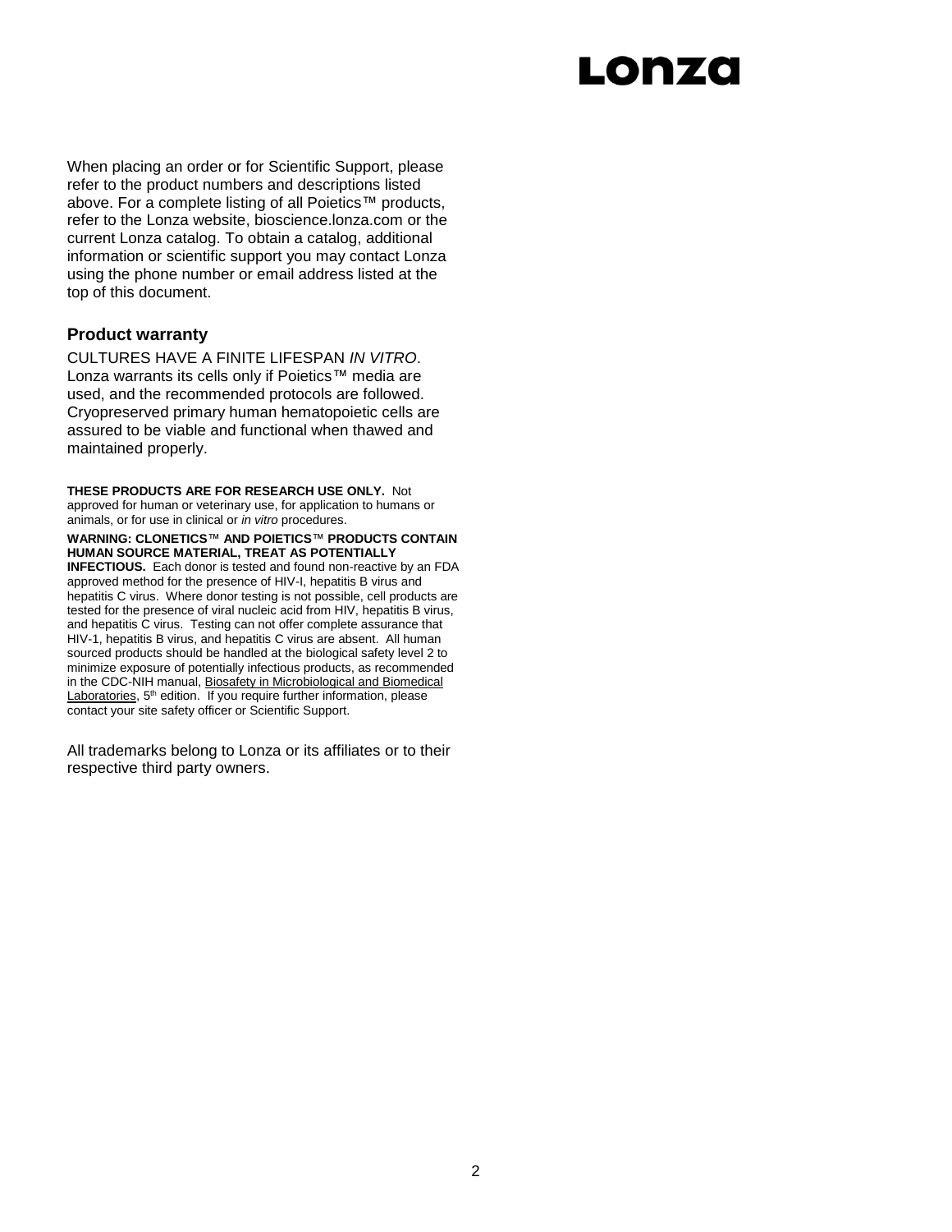When placing an order or for Scientific Support, please refer to the product numbers and descriptions listed above. For a complete listing of all Poietics™ products, refer to the Lonza website, bioscience.lonza.com or the current Lonza catalog. To obtain a catalog, additional information or scientific support you may contact Lonza using the phone number or email address listed at the top of this document.

### Product warranty

CULTURES HAVE A FINITE LIFESPAN *IN VITRO*. Lonza warrants its cells only if Poietics™ media are used, and the recommended protocols are followed. Cryopreserved primary human hematopoietic cells are assured to be viable and functional when thawed and maintained properly.

**THESE PRODUCTS ARE FOR RESEARCH USE ONLY.** Not approved for human or veterinary use, for application to humans or animals, or for use in clinical or *in vitro* procedures.

**WARNING: CLONETICS™ AND POIETICS™ PRODUCTS CONTAIN HUMAN SOURCE MATERIAL, TREAT AS POTENTIALLY INFECTIOUS.** Each donor is tested and found non-reactive by an FDA approved method for the presence of HIV-I, hepatitis B virus and hepatitis C virus. Where donor testing is not possible, cell products are tested for the presence of viral nucleic acid from HIV, hepatitis B virus, and hepatitis C virus. Testing can not offer complete assurance that HIV-1, hepatitis B virus, and hepatitis C virus are absent. All human sourced products should be handled at the biological safety level 2 to minimize exposure of potentially infectious products, as recommended in the CDC-NIH manual, Biosafety in Microbiological and Biomedical Laboratories, 5th edition. If you require further information, please contact your site safety officer or Scientific Support.

All trademarks belong to Lonza or its affiliates or to their respective third party owners.